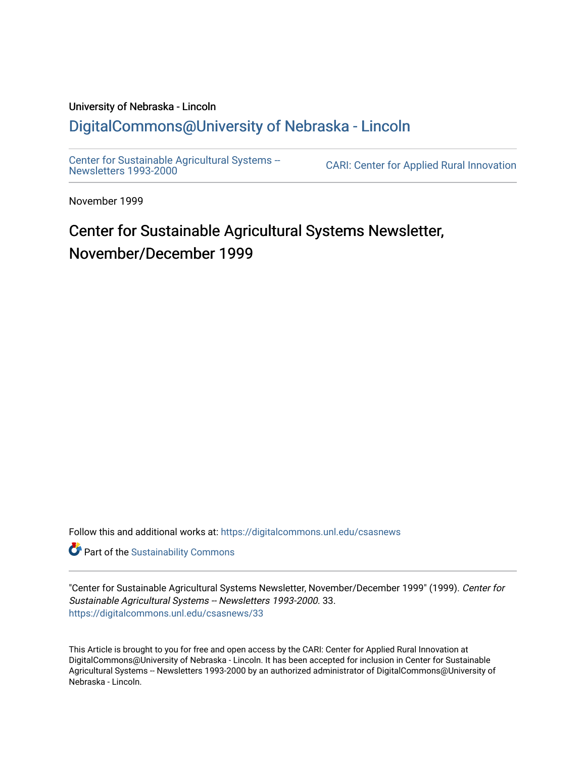University of Nebraska - Lincoln

DigitalCommons@University of Nebraska - Lincoln

Center for Sustainable Agricultural Systems -- Newsletters 1993-2000

CARI: Center for Applied Rural Innovation

November 1999

# Center for Sustainable Agricultural Systems Newsletter, November/December 1999

Follow this and additional works at: https://digitalcommons.unl.edu/csasnews

Part of the Sustainability Commons

"Center for Sustainable Agricultural Systems Newsletter, November/December 1999" (1999). *Center for Sustainable Agricultural Systems -- Newsletters 1993-2000*. 33.
https://digitalcommons.unl.edu/csasnews/33

This Article is brought to you for free and open access by the CARI: Center for Applied Rural Innovation at DigitalCommons@University of Nebraska - Lincoln. It has been accepted for inclusion in Center for Sustainable Agricultural Systems -- Newsletters 1993-2000 by an authorized administrator of DigitalCommons@University of Nebraska - Lincoln.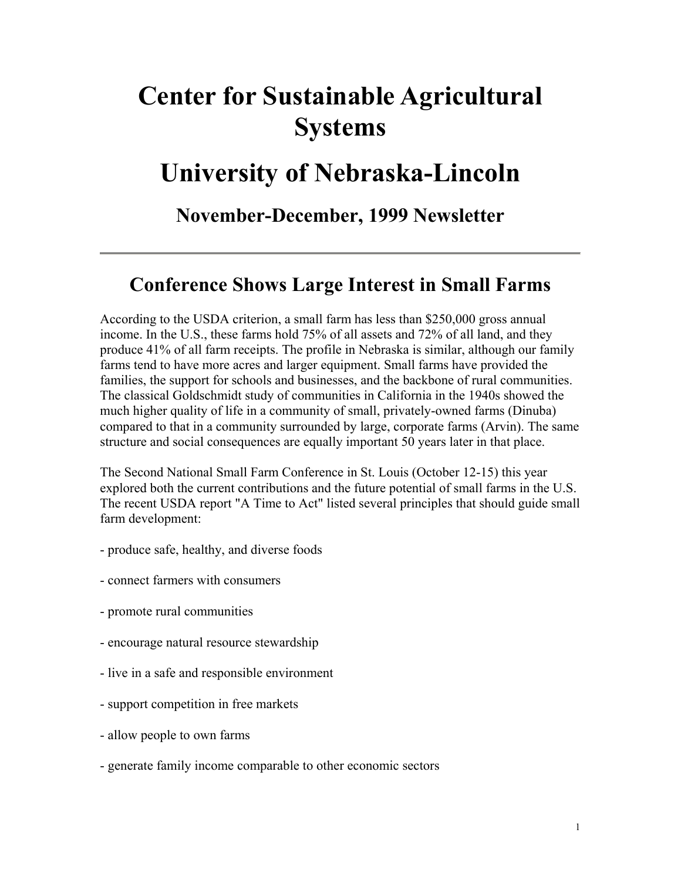# Center for Sustainable Agricultural Systems

# University of Nebraska-Lincoln

## November-December, 1999 Newsletter

---

## Conference Shows Large Interest in Small Farms

According to the USDA criterion, a small farm has less than $250,000 gross annual income. In the U.S., these farms hold 75% of all assets and 72% of all land, and they produce 41% of all farm receipts. The profile in Nebraska is similar, although our family farms tend to have more acres and larger equipment. Small farms have provided the families, the support for schools and businesses, and the backbone of rural communities. The classical Goldschmidt study of communities in California in the 1940s showed the much higher quality of life in a community of small, privately-owned farms (Dinuba) compared to that in a community surrounded by large, corporate farms (Arvin). The same structure and social consequences are equally important 50 years later in that place.

The Second National Small Farm Conference in St. Louis (October 12-15) this year explored both the current contributions and the future potential of small farms in the U.S. The recent USDA report "A Time to Act" listed several principles that should guide small farm development:

- produce safe, healthy, and diverse foods
- connect farmers with consumers
- promote rural communities
- encourage natural resource stewardship
- live in a safe and responsible environment
- support competition in free markets
- allow people to own farms
- generate family income comparable to other economic sectors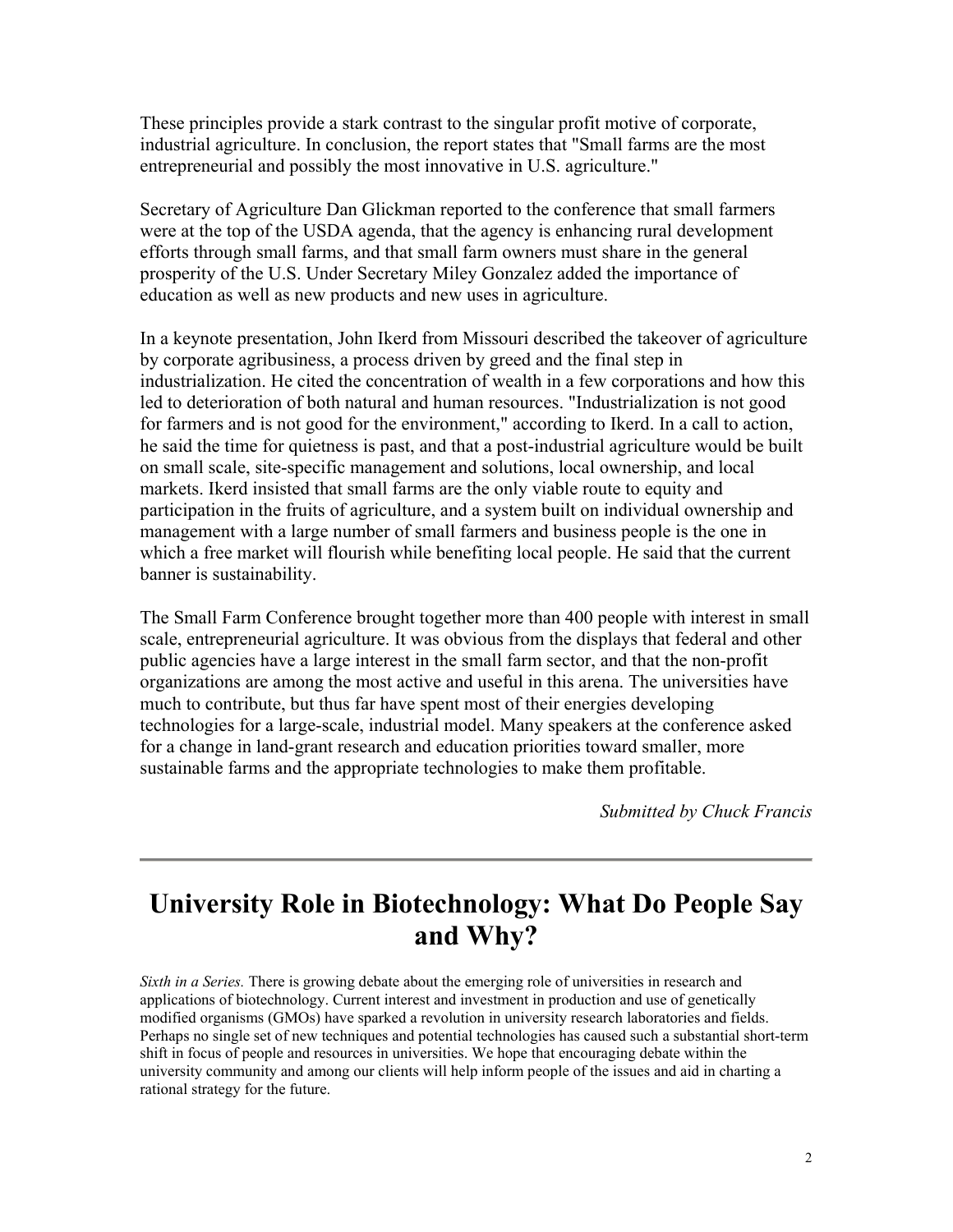These principles provide a stark contrast to the singular profit motive of corporate, industrial agriculture. In conclusion, the report states that "Small farms are the most entrepreneurial and possibly the most innovative in U.S. agriculture."

Secretary of Agriculture Dan Glickman reported to the conference that small farmers were at the top of the USDA agenda, that the agency is enhancing rural development efforts through small farms, and that small farm owners must share in the general prosperity of the U.S. Under Secretary Miley Gonzalez added the importance of education as well as new products and new uses in agriculture.

In a keynote presentation, John Ikerd from Missouri described the takeover of agriculture by corporate agribusiness, a process driven by greed and the final step in industrialization. He cited the concentration of wealth in a few corporations and how this led to deterioration of both natural and human resources. "Industrialization is not good for farmers and is not good for the environment," according to Ikerd. In a call to action, he said the time for quietness is past, and that a post-industrial agriculture would be built on small scale, site-specific management and solutions, local ownership, and local markets. Ikerd insisted that small farms are the only viable route to equity and participation in the fruits of agriculture, and a system built on individual ownership and management with a large number of small farmers and business people is the one in which a free market will flourish while benefiting local people. He said that the current banner is sustainability.

The Small Farm Conference brought together more than 400 people with interest in small scale, entrepreneurial agriculture. It was obvious from the displays that federal and other public agencies have a large interest in the small farm sector, and that the non-profit organizations are among the most active and useful in this arena. The universities have much to contribute, but thus far have spent most of their energies developing technologies for a large-scale, industrial model. Many speakers at the conference asked for a change in land-grant research and education priorities toward smaller, more sustainable farms and the appropriate technologies to make them profitable.

*Submitted by Chuck Francis*

---

# University Role in Biotechnology: What Do People Say and Why?

*Sixth in a Series.* There is growing debate about the emerging role of universities in research and applications of biotechnology. Current interest and investment in production and use of genetically modified organisms (GMOs) have sparked a revolution in university research laboratories and fields. Perhaps no single set of new techniques and potential technologies has caused such a substantial short-term shift in focus of people and resources in universities. We hope that encouraging debate within the university community and among our clients will help inform people of the issues and aid in charting a rational strategy for the future.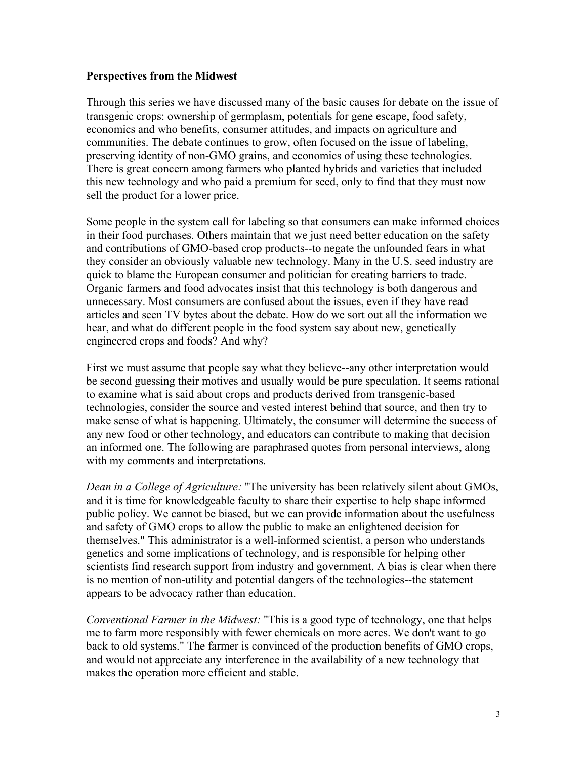**Perspectives from the Midwest**

Through this series we have discussed many of the basic causes for debate on the issue of transgenic crops: ownership of germplasm, potentials for gene escape, food safety, economics and who benefits, consumer attitudes, and impacts on agriculture and communities. The debate continues to grow, often focused on the issue of labeling, preserving identity of non-GMO grains, and economics of using these technologies. There is great concern among farmers who planted hybrids and varieties that included this new technology and who paid a premium for seed, only to find that they must now sell the product for a lower price.

Some people in the system call for labeling so that consumers can make informed choices in their food purchases. Others maintain that we just need better education on the safety and contributions of GMO-based crop products--to negate the unfounded fears in what they consider an obviously valuable new technology. Many in the U.S. seed industry are quick to blame the European consumer and politician for creating barriers to trade. Organic farmers and food advocates insist that this technology is both dangerous and unnecessary. Most consumers are confused about the issues, even if they have read articles and seen TV bytes about the debate. How do we sort out all the information we hear, and what do different people in the food system say about new, genetically engineered crops and foods? And why?

First we must assume that people say what they believe--any other interpretation would be second guessing their motives and usually would be pure speculation. It seems rational to examine what is said about crops and products derived from transgenic-based technologies, consider the source and vested interest behind that source, and then try to make sense of what is happening. Ultimately, the consumer will determine the success of any new food or other technology, and educators can contribute to making that decision an informed one. The following are paraphrased quotes from personal interviews, along with my comments and interpretations.

*Dean in a College of Agriculture:* "The university has been relatively silent about GMOs, and it is time for knowledgeable faculty to share their expertise to help shape informed public policy. We cannot be biased, but we can provide information about the usefulness and safety of GMO crops to allow the public to make an enlightened decision for themselves." This administrator is a well-informed scientist, a person who understands genetics and some implications of technology, and is responsible for helping other scientists find research support from industry and government. A bias is clear when there is no mention of non-utility and potential dangers of the technologies--the statement appears to be advocacy rather than education.

*Conventional Farmer in the Midwest:* "This is a good type of technology, one that helps me to farm more responsibly with fewer chemicals on more acres. We don't want to go back to old systems." The farmer is convinced of the production benefits of GMO crops, and would not appreciate any interference in the availability of a new technology that makes the operation more efficient and stable.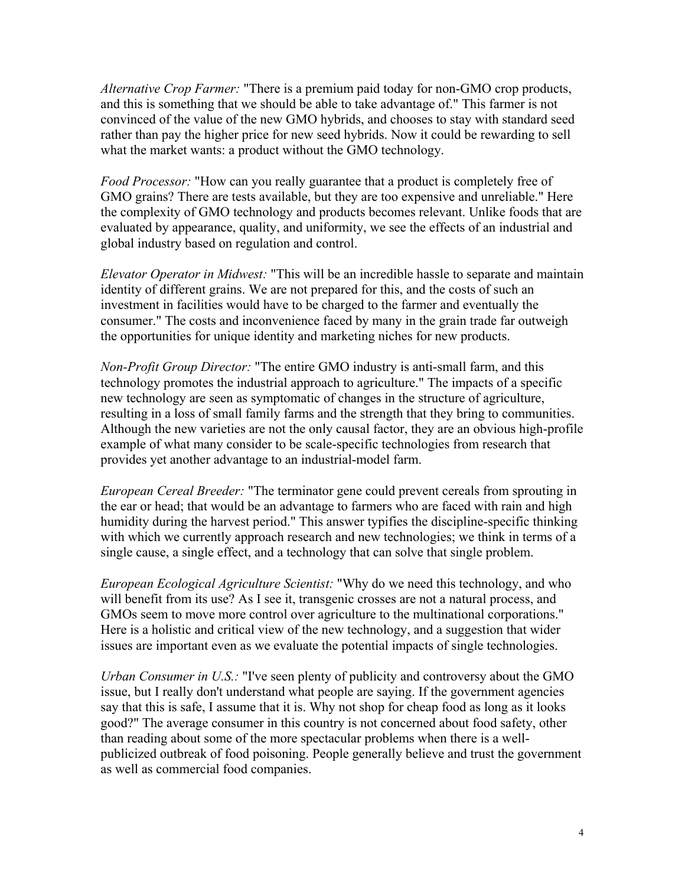*Alternative Crop Farmer:* "There is a premium paid today for non-GMO crop products, and this is something that we should be able to take advantage of." This farmer is not convinced of the value of the new GMO hybrids, and chooses to stay with standard seed rather than pay the higher price for new seed hybrids. Now it could be rewarding to sell what the market wants: a product without the GMO technology.

*Food Processor:* "How can you really guarantee that a product is completely free of GMO grains? There are tests available, but they are too expensive and unreliable." Here the complexity of GMO technology and products becomes relevant. Unlike foods that are evaluated by appearance, quality, and uniformity, we see the effects of an industrial and global industry based on regulation and control.

*Elevator Operator in Midwest:* "This will be an incredible hassle to separate and maintain identity of different grains. We are not prepared for this, and the costs of such an investment in facilities would have to be charged to the farmer and eventually the consumer." The costs and inconvenience faced by many in the grain trade far outweigh the opportunities for unique identity and marketing niches for new products.

*Non-Profit Group Director:* "The entire GMO industry is anti-small farm, and this technology promotes the industrial approach to agriculture." The impacts of a specific new technology are seen as symptomatic of changes in the structure of agriculture, resulting in a loss of small family farms and the strength that they bring to communities. Although the new varieties are not the only causal factor, they are an obvious high-profile example of what many consider to be scale-specific technologies from research that provides yet another advantage to an industrial-model farm.

*European Cereal Breeder:* "The terminator gene could prevent cereals from sprouting in the ear or head; that would be an advantage to farmers who are faced with rain and high humidity during the harvest period." This answer typifies the discipline-specific thinking with which we currently approach research and new technologies; we think in terms of a single cause, a single effect, and a technology that can solve that single problem.

*European Ecological Agriculture Scientist:* "Why do we need this technology, and who will benefit from its use? As I see it, transgenic crosses are not a natural process, and GMOs seem to move more control over agriculture to the multinational corporations." Here is a holistic and critical view of the new technology, and a suggestion that wider issues are important even as we evaluate the potential impacts of single technologies.

*Urban Consumer in U.S.:* "I've seen plenty of publicity and controversy about the GMO issue, but I really don't understand what people are saying. If the government agencies say that this is safe, I assume that it is. Why not shop for cheap food as long as it looks good?" The average consumer in this country is not concerned about food safety, other than reading about some of the more spectacular problems when there is a well-publicized outbreak of food poisoning. People generally believe and trust the government as well as commercial food companies.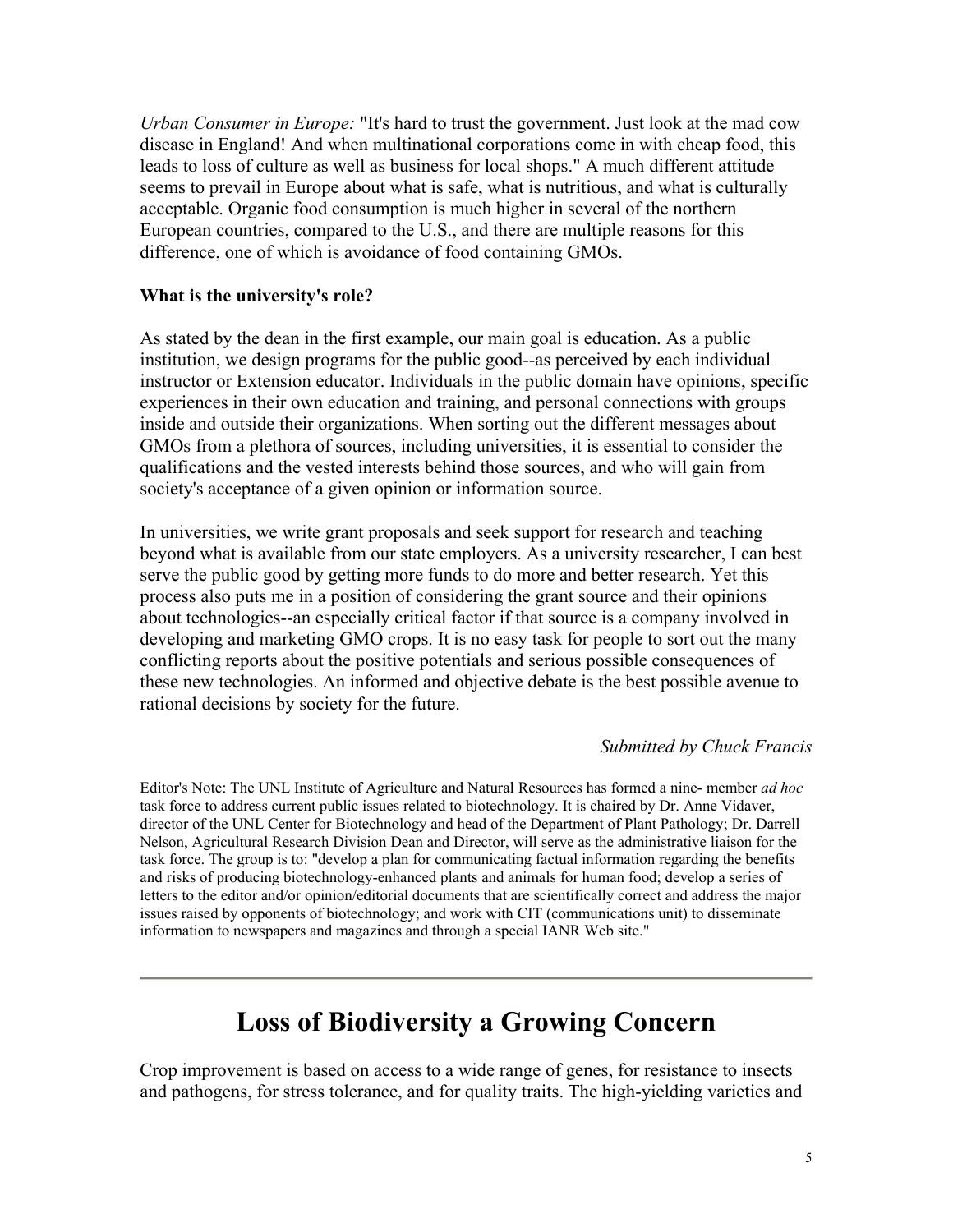*Urban Consumer in Europe:* "It's hard to trust the government. Just look at the mad cow disease in England! And when multinational corporations come in with cheap food, this leads to loss of culture as well as business for local shops." A much different attitude seems to prevail in Europe about what is safe, what is nutritious, and what is culturally acceptable. Organic food consumption is much higher in several of the northern European countries, compared to the U.S., and there are multiple reasons for this difference, one of which is avoidance of food containing GMOs.

**What is the university's role?**

As stated by the dean in the first example, our main goal is education. As a public institution, we design programs for the public good--as perceived by each individual instructor or Extension educator. Individuals in the public domain have opinions, specific experiences in their own education and training, and personal connections with groups inside and outside their organizations. When sorting out the different messages about GMOs from a plethora of sources, including universities, it is essential to consider the qualifications and the vested interests behind those sources, and who will gain from society's acceptance of a given opinion or information source.

In universities, we write grant proposals and seek support for research and teaching beyond what is available from our state employers. As a university researcher, I can best serve the public good by getting more funds to do more and better research. Yet this process also puts me in a position of considering the grant source and their opinions about technologies--an especially critical factor if that source is a company involved in developing and marketing GMO crops. It is no easy task for people to sort out the many conflicting reports about the positive potentials and serious possible consequences of these new technologies. An informed and objective debate is the best possible avenue to rational decisions by society for the future.

*Submitted by Chuck Francis*

Editor's Note: The UNL Institute of Agriculture and Natural Resources has formed a nine- member *ad hoc* task force to address current public issues related to biotechnology. It is chaired by Dr. Anne Vidaver, director of the UNL Center for Biotechnology and head of the Department of Plant Pathology; Dr. Darrell Nelson, Agricultural Research Division Dean and Director, will serve as the administrative liaison for the task force. The group is to: "develop a plan for communicating factual information regarding the benefits and risks of producing biotechnology-enhanced plants and animals for human food; develop a series of letters to the editor and/or opinion/editorial documents that are scientifically correct and address the major issues raised by opponents of biotechnology; and work with CIT (communications unit) to disseminate information to newspapers and magazines and through a special IANR Web site."

---

# Loss of Biodiversity a Growing Concern

Crop improvement is based on access to a wide range of genes, for resistance to insects and pathogens, for stress tolerance, and for quality traits. The high-yielding varieties and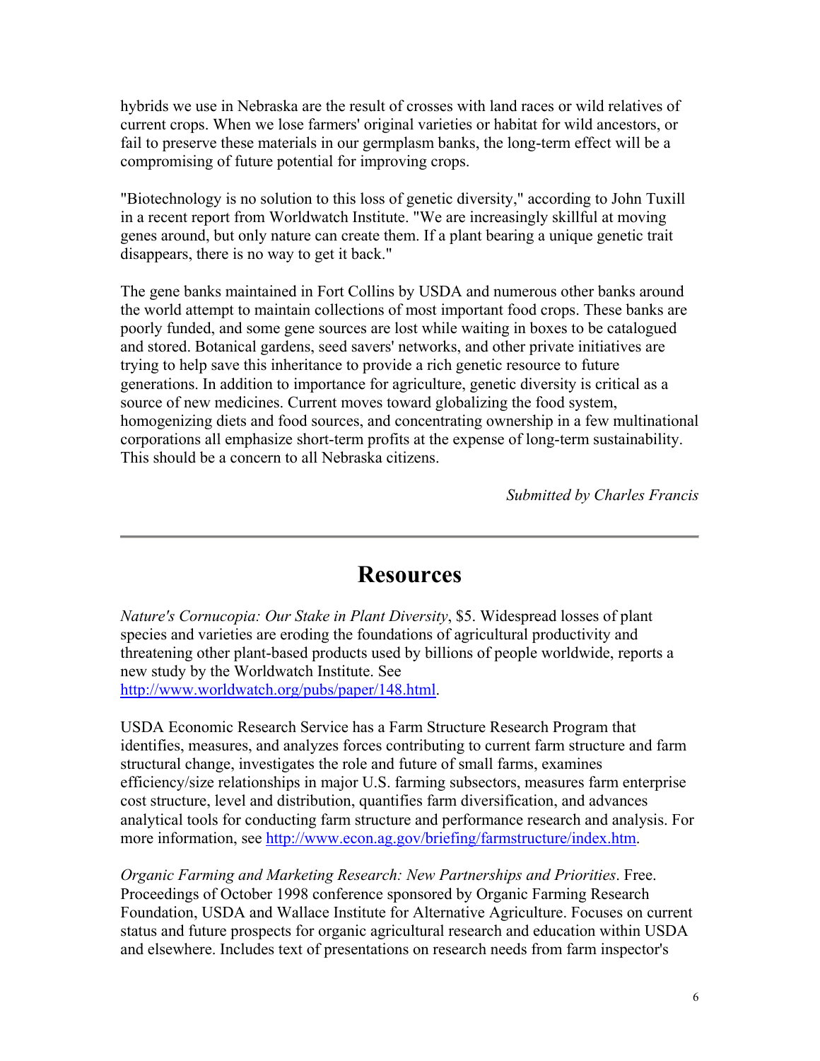hybrids we use in Nebraska are the result of crosses with land races or wild relatives of current crops. When we lose farmers' original varieties or habitat for wild ancestors, or fail to preserve these materials in our germplasm banks, the long-term effect will be a compromising of future potential for improving crops.

"Biotechnology is no solution to this loss of genetic diversity," according to John Tuxill in a recent report from Worldwatch Institute. "We are increasingly skillful at moving genes around, but only nature can create them. If a plant bearing a unique genetic trait disappears, there is no way to get it back."

The gene banks maintained in Fort Collins by USDA and numerous other banks around the world attempt to maintain collections of most important food crops. These banks are poorly funded, and some gene sources are lost while waiting in boxes to be catalogued and stored. Botanical gardens, seed savers' networks, and other private initiatives are trying to help save this inheritance to provide a rich genetic resource to future generations. In addition to importance for agriculture, genetic diversity is critical as a source of new medicines. Current moves toward globalizing the food system, homogenizing diets and food sources, and concentrating ownership in a few multinational corporations all emphasize short-term profits at the expense of long-term sustainability. This should be a concern to all Nebraska citizens.

*Submitted by Charles Francis*

---

# Resources

*Nature's Cornucopia: Our Stake in Plant Diversity*, $5. Widespread losses of plant species and varieties are eroding the foundations of agricultural productivity and threatening other plant-based products used by billions of people worldwide, reports a new study by the Worldwatch Institute. See http://www.worldwatch.org/pubs/paper/148.html.

USDA Economic Research Service has a Farm Structure Research Program that identifies, measures, and analyzes forces contributing to current farm structure and farm structural change, investigates the role and future of small farms, examines efficiency/size relationships in major U.S. farming subsectors, measures farm enterprise cost structure, level and distribution, quantifies farm diversification, and advances analytical tools for conducting farm structure and performance research and analysis. For more information, see http://www.econ.ag.gov/briefing/farmstructure/index.htm.

*Organic Farming and Marketing Research: New Partnerships and Priorities*. Free. Proceedings of October 1998 conference sponsored by Organic Farming Research Foundation, USDA and Wallace Institute for Alternative Agriculture. Focuses on current status and future prospects for organic agricultural research and education within USDA and elsewhere. Includes text of presentations on research needs from farm inspector's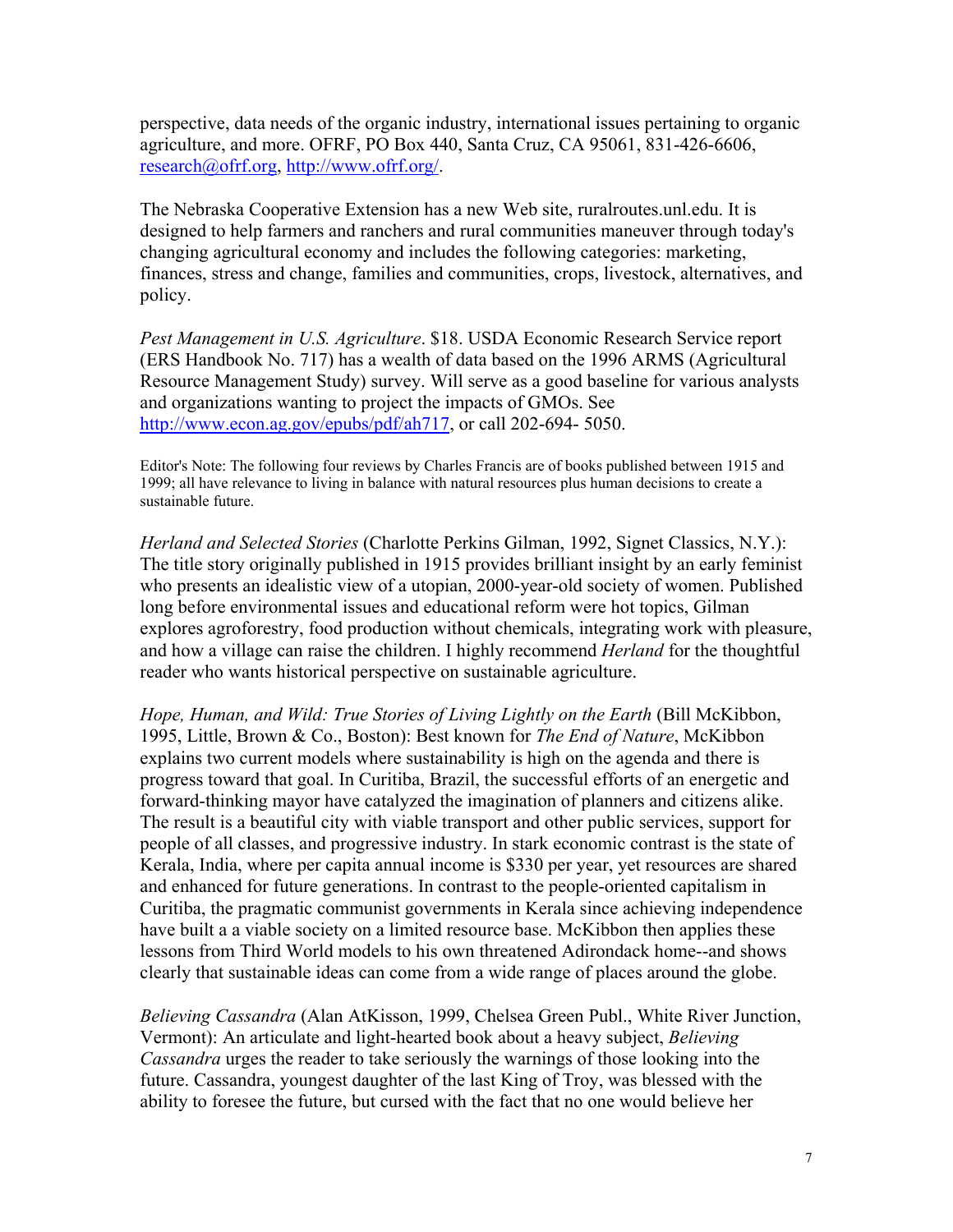perspective, data needs of the organic industry, international issues pertaining to organic agriculture, and more. OFRF, PO Box 440, Santa Cruz, CA 95061, 831-426-6606, research@ofrf.org, http://www.ofrf.org/.

The Nebraska Cooperative Extension has a new Web site, ruralroutes.unl.edu. It is designed to help farmers and ranchers and rural communities maneuver through today's changing agricultural economy and includes the following categories: marketing, finances, stress and change, families and communities, crops, livestock, alternatives, and policy.

*Pest Management in U.S. Agriculture*. $18. USDA Economic Research Service report (ERS Handbook No. 717) has a wealth of data based on the 1996 ARMS (Agricultural Resource Management Study) survey. Will serve as a good baseline for various analysts and organizations wanting to project the impacts of GMOs. See http://www.econ.ag.gov/epubs/pdf/ah717, or call 202-694- 5050.

Editor's Note: The following four reviews by Charles Francis are of books published between 1915 and 1999; all have relevance to living in balance with natural resources plus human decisions to create a sustainable future.

*Herland and Selected Stories* (Charlotte Perkins Gilman, 1992, Signet Classics, N.Y.): The title story originally published in 1915 provides brilliant insight by an early feminist who presents an idealistic view of a utopian, 2000-year-old society of women. Published long before environmental issues and educational reform were hot topics, Gilman explores agroforestry, food production without chemicals, integrating work with pleasure, and how a village can raise the children. I highly recommend *Herland* for the thoughtful reader who wants historical perspective on sustainable agriculture.

*Hope, Human, and Wild: True Stories of Living Lightly on the Earth* (Bill McKibbon, 1995, Little, Brown & Co., Boston): Best known for *The End of Nature*, McKibbon explains two current models where sustainability is high on the agenda and there is progress toward that goal. In Curitiba, Brazil, the successful efforts of an energetic and forward-thinking mayor have catalyzed the imagination of planners and citizens alike. The result is a beautiful city with viable transport and other public services, support for people of all classes, and progressive industry. In stark economic contrast is the state of Kerala, India, where per capita annual income is $330 per year, yet resources are shared and enhanced for future generations. In contrast to the people-oriented capitalism in Curitiba, the pragmatic communist governments in Kerala since achieving independence have built a a viable society on a limited resource base. McKibbon then applies these lessons from Third World models to his own threatened Adirondack home--and shows clearly that sustainable ideas can come from a wide range of places around the globe.

*Believing Cassandra* (Alan AtKisson, 1999, Chelsea Green Publ., White River Junction, Vermont): An articulate and light-hearted book about a heavy subject, *Believing Cassandra* urges the reader to take seriously the warnings of those looking into the future. Cassandra, youngest daughter of the last King of Troy, was blessed with the ability to foresee the future, but cursed with the fact that no one would believe her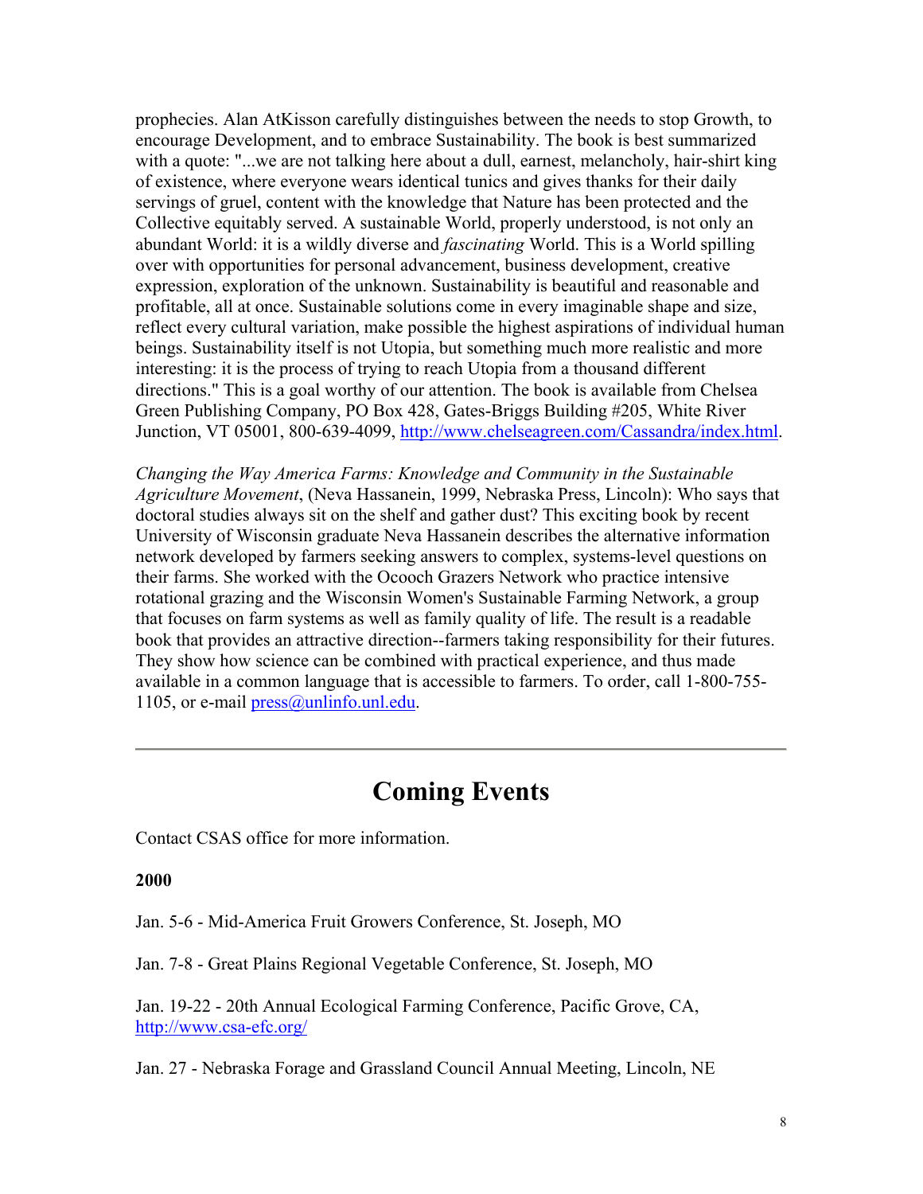prophecies. Alan AtKisson carefully distinguishes between the needs to stop Growth, to encourage Development, and to embrace Sustainability. The book is best summarized with a quote: "...we are not talking here about a dull, earnest, melancholy, hair-shirt king of existence, where everyone wears identical tunics and gives thanks for their daily servings of gruel, content with the knowledge that Nature has been protected and the Collective equitably served. A sustainable World, properly understood, is not only an abundant World: it is a wildly diverse and *fascinating* World. This is a World spilling over with opportunities for personal advancement, business development, creative expression, exploration of the unknown. Sustainability is beautiful and reasonable and profitable, all at once. Sustainable solutions come in every imaginable shape and size, reflect every cultural variation, make possible the highest aspirations of individual human beings. Sustainability itself is not Utopia, but something much more realistic and more interesting: it is the process of trying to reach Utopia from a thousand different directions." This is a goal worthy of our attention. The book is available from Chelsea Green Publishing Company, PO Box 428, Gates-Briggs Building #205, White River Junction, VT 05001, 800-639-4099, [http://www.chelseagreen.com/Cassandra/index.html](http://www.chelseagreen.com/Cassandra/index.html).

*Changing the Way America Farms: Knowledge and Community in the Sustainable Agriculture Movement*, (Neva Hassanein, 1999, Nebraska Press, Lincoln): Who says that doctoral studies always sit on the shelf and gather dust? This exciting book by recent University of Wisconsin graduate Neva Hassanein describes the alternative information network developed by farmers seeking answers to complex, systems-level questions on their farms. She worked with the Ocooch Grazers Network who practice intensive rotational grazing and the Wisconsin Women's Sustainable Farming Network, a group that focuses on farm systems as well as family quality of life. The result is a readable book that provides an attractive direction--farmers taking responsibility for their futures. They show how science can be combined with practical experience, and thus made available in a common language that is accessible to farmers. To order, call 1-800-755-1105, or e-mail [press@unlinfo.unl.edu](mailto:press@unlinfo.unl.edu).

---

# Coming Events

Contact CSAS office for more information.

**2000**

Jan. 5-6 - Mid-America Fruit Growers Conference, St. Joseph, MO

Jan. 7-8 - Great Plains Regional Vegetable Conference, St. Joseph, MO

Jan. 19-22 - 20th Annual Ecological Farming Conference, Pacific Grove, CA, [http://www.csa-efc.org/](http://www.csa-efc.org/)

Jan. 27 - Nebraska Forage and Grassland Council Annual Meeting, Lincoln, NE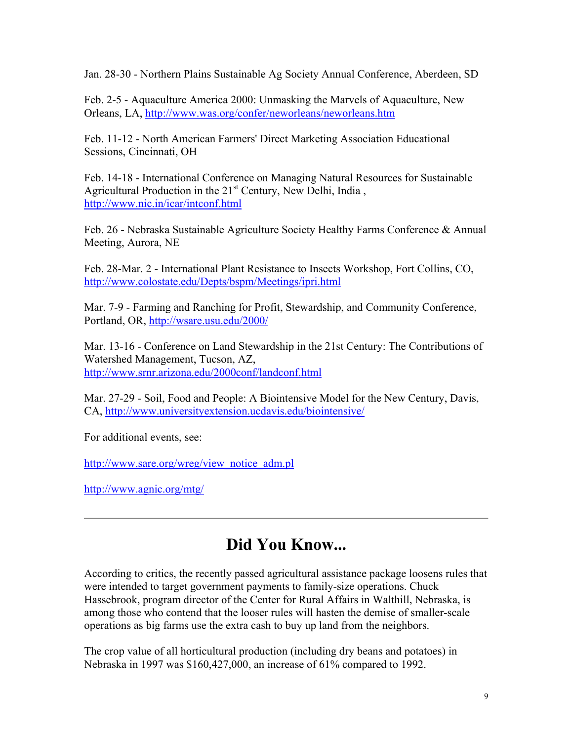Jan. 28-30 - Northern Plains Sustainable Ag Society Annual Conference, Aberdeen, SD

Feb. 2-5 - Aquaculture America 2000: Unmasking the Marvels of Aquaculture, New Orleans, LA, http://www.was.org/confer/neworleans/neworleans.htm

Feb. 11-12 - North American Farmers' Direct Marketing Association Educational Sessions, Cincinnati, OH

Feb. 14-18 - International Conference on Managing Natural Resources for Sustainable Agricultural Production in the 21st Century, New Delhi, India , http://www.nic.in/icar/intconf.html

Feb. 26 - Nebraska Sustainable Agriculture Society Healthy Farms Conference & Annual Meeting, Aurora, NE

Feb. 28-Mar. 2 - International Plant Resistance to Insects Workshop, Fort Collins, CO, http://www.colostate.edu/Depts/bspm/Meetings/ipri.html

Mar. 7-9 - Farming and Ranching for Profit, Stewardship, and Community Conference, Portland, OR, http://wsare.usu.edu/2000/

Mar. 13-16 - Conference on Land Stewardship in the 21st Century: The Contributions of Watershed Management, Tucson, AZ, http://www.srnr.arizona.edu/2000conf/landconf.html

Mar. 27-29 - Soil, Food and People: A Biointensive Model for the New Century, Davis, CA, http://www.universityextension.ucdavis.edu/biointensive/

For additional events, see:

http://www.sare.org/wreg/view_notice_adm.pl

http://www.agnic.org/mtg/

---

# Did You Know...

According to critics, the recently passed agricultural assistance package loosens rules that were intended to target government payments to family-size operations. Chuck Hassebrook, program director of the Center for Rural Affairs in Walthill, Nebraska, is among those who contend that the looser rules will hasten the demise of smaller-scale operations as big farms use the extra cash to buy up land from the neighbors.

The crop value of all horticultural production (including dry beans and potatoes) in Nebraska in 1997 was $160,427,000, an increase of 61% compared to 1992.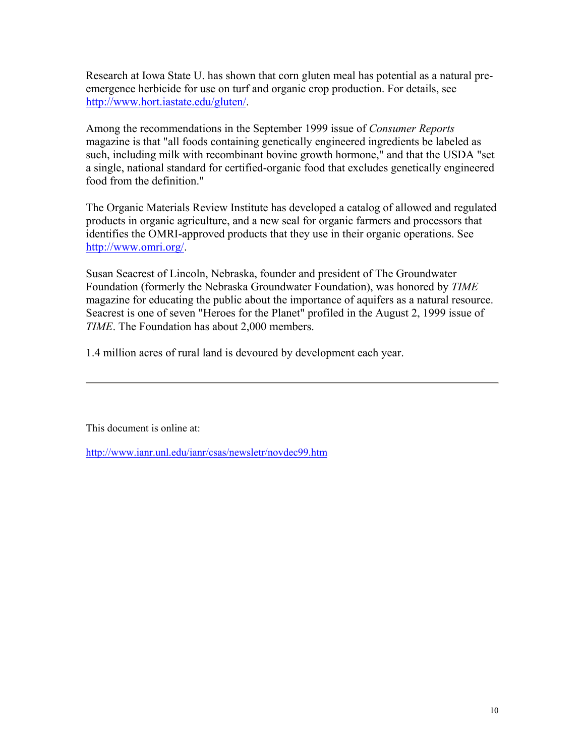Research at Iowa State U. has shown that corn gluten meal has potential as a natural pre-emergence herbicide for use on turf and organic crop production. For details, see http://www.hort.iastate.edu/gluten/.

Among the recommendations in the September 1999 issue of *Consumer Reports* magazine is that "all foods containing genetically engineered ingredients be labeled as such, including milk with recombinant bovine growth hormone," and that the USDA "set a single, national standard for certified-organic food that excludes genetically engineered food from the definition."

The Organic Materials Review Institute has developed a catalog of allowed and regulated products in organic agriculture, and a new seal for organic farmers and processors that identifies the OMRI-approved products that they use in their organic operations. See http://www.omri.org/.

Susan Seacrest of Lincoln, Nebraska, founder and president of The Groundwater Foundation (formerly the Nebraska Groundwater Foundation), was honored by *TIME* magazine for educating the public about the importance of aquifers as a natural resource. Seacrest is one of seven "Heroes for the Planet" profiled in the August 2, 1999 issue of *TIME*. The Foundation has about 2,000 members.

1.4 million acres of rural land is devoured by development each year.

---

This document is online at:

http://www.ianr.unl.edu/ianr/csas/newsletr/novdec99.htm